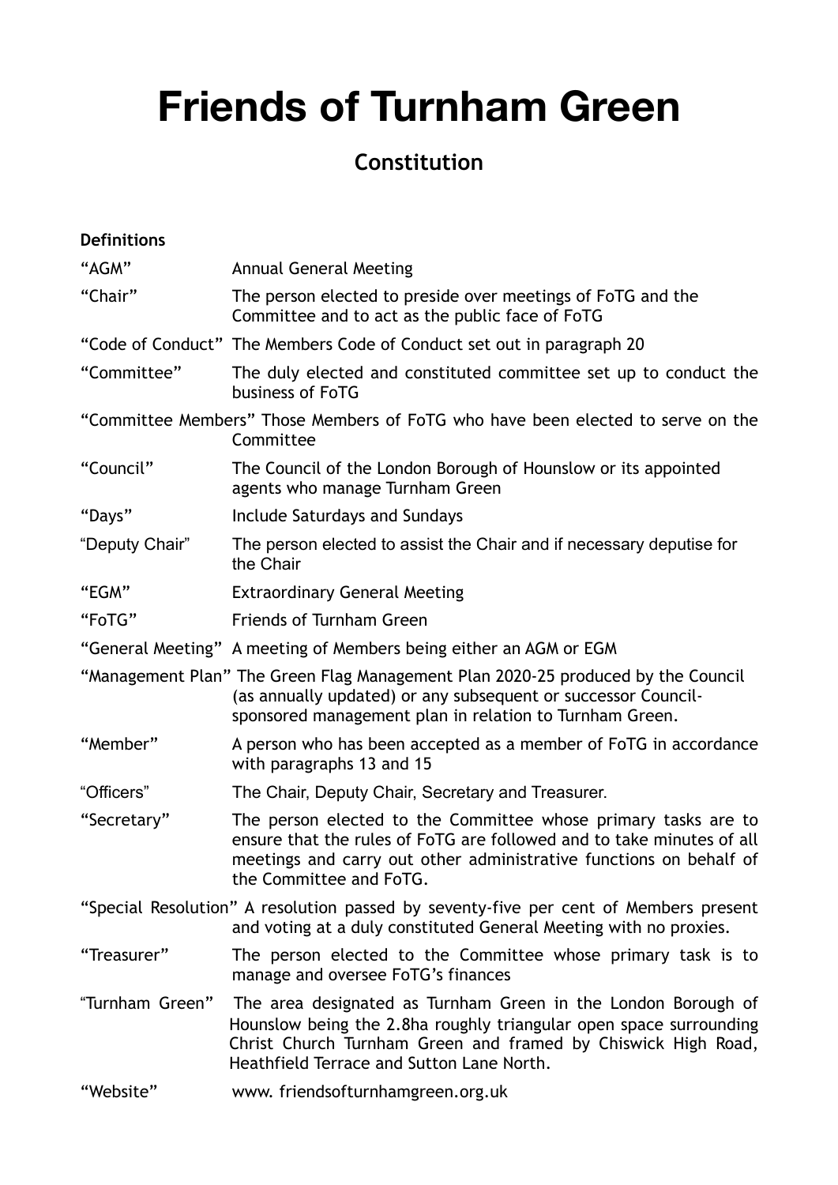# Friends of Turnham Green

## Constitution

**Definitions**

| | |
|---|---|
| "AGM" | Annual General Meeting |
| "Chair" | The person elected to preside over meetings of FoTG and the Committee and to act as the public face of FoTG |
| "Code of Conduct" | The Members Code of Conduct set out in paragraph 20 |
| "Committee" | The duly elected and constituted committee set up to conduct the business of FoTG |
| "Committee Members" | Those Members of FoTG who have been elected to serve on the Committee |
| "Council" | The Council of the London Borough of Hounslow or its appointed agents who manage Turnham Green |
| "Days" | Include Saturdays and Sundays |
| "Deputy Chair" | The person elected to assist the Chair and if necessary deputise for the Chair |
| "EGM" | Extraordinary General Meeting |
| "FoTG" | Friends of Turnham Green |
| "General Meeting" | A meeting of Members being either an AGM or EGM |
| "Management Plan" | The Green Flag Management Plan 2020-25 produced by the Council (as annually updated) or any subsequent or successor Council-sponsored management plan in relation to Turnham Green. |
| "Member" | A person who has been accepted as a member of FoTG in accordance with paragraphs 13 and 15 |
| "Officers" | The Chair, Deputy Chair, Secretary and Treasurer. |
| "Secretary" | The person elected to the Committee whose primary tasks are to ensure that the rules of FoTG are followed and to take minutes of all meetings and carry out other administrative functions on behalf of the Committee and FoTG. |
| "Special Resolution" | A resolution passed by seventy-five per cent of Members present and voting at a duly constituted General Meeting with no proxies. |
| "Treasurer" | The person elected to the Committee whose primary task is to manage and oversee FoTG's finances |
| "Turnham Green" | The area designated as Turnham Green in the London Borough of Hounslow being the 2.8ha roughly triangular open space surrounding Christ Church Turnham Green and framed by Chiswick High Road, Heathfield Terrace and Sutton Lane North. |
| "Website" | www. friendsofturnhamgreen.org.uk |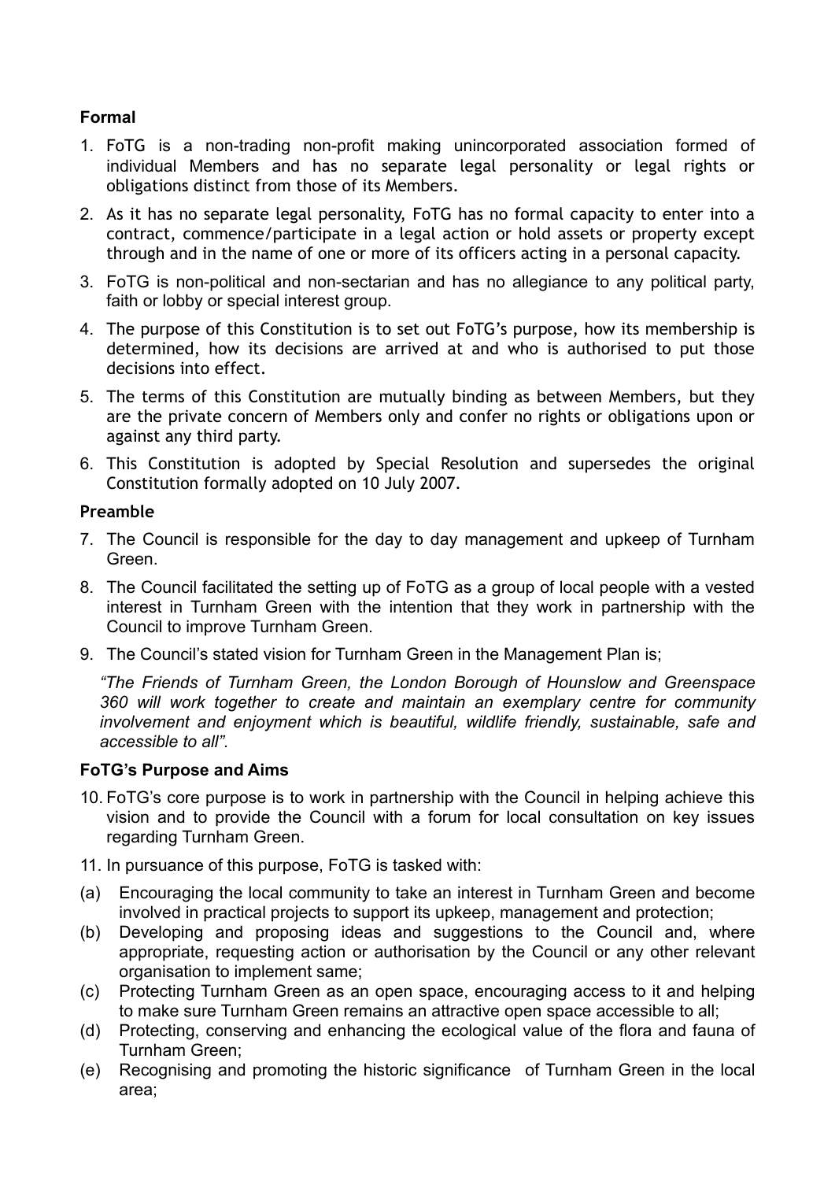### Formal

1. FoTG is a non-trading non-profit making unincorporated association formed of individual Members and has no separate legal personality or legal rights or obligations distinct from those of its Members.
2. As it has no separate legal personality, FoTG has no formal capacity to enter into a contract, commence/participate in a legal action or hold assets or property except through and in the name of one or more of its officers acting in a personal capacity.
3. FoTG is non-political and non-sectarian and has no allegiance to any political party, faith or lobby or special interest group.
4. The purpose of this Constitution is to set out FoTG's purpose, how its membership is determined, how its decisions are arrived at and who is authorised to put those decisions into effect.
5. The terms of this Constitution are mutually binding as between Members, but they are the private concern of Members only and confer no rights or obligations upon or against any third party.
6. This Constitution is adopted by Special Resolution and supersedes the original Constitution formally adopted on 10 July 2007.

### Preamble

7. The Council is responsible for the day to day management and upkeep of Turnham Green.
8. The Council facilitated the setting up of FoTG as a group of local people with a vested interest in Turnham Green with the intention that they work in partnership with the Council to improve Turnham Green.
9. The Council's stated vision for Turnham Green in the Management Plan is;

   *"The Friends of Turnham Green, the London Borough of Hounslow and Greenspace 360 will work together to create and maintain an exemplary centre for community involvement and enjoyment which is beautiful, wildlife friendly, sustainable, safe and accessible to all".*

### FoTG's Purpose and Aims

10. FoTG's core purpose is to work in partnership with the Council in helping achieve this vision and to provide the Council with a forum for local consultation on key issues regarding Turnham Green.
11. In pursuance of this purpose, FoTG is tasked with:

(a) Encouraging the local community to take an interest in Turnham Green and become involved in practical projects to support its upkeep, management and protection;

(b) Developing and proposing ideas and suggestions to the Council and, where appropriate, requesting action or authorisation by the Council or any other relevant organisation to implement same;

(c) Protecting Turnham Green as an open space, encouraging access to it and helping to make sure Turnham Green remains an attractive open space accessible to all;

(d) Protecting, conserving and enhancing the ecological value of the flora and fauna of Turnham Green;

(e) Recognising and promoting the historic significance of Turnham Green in the local area;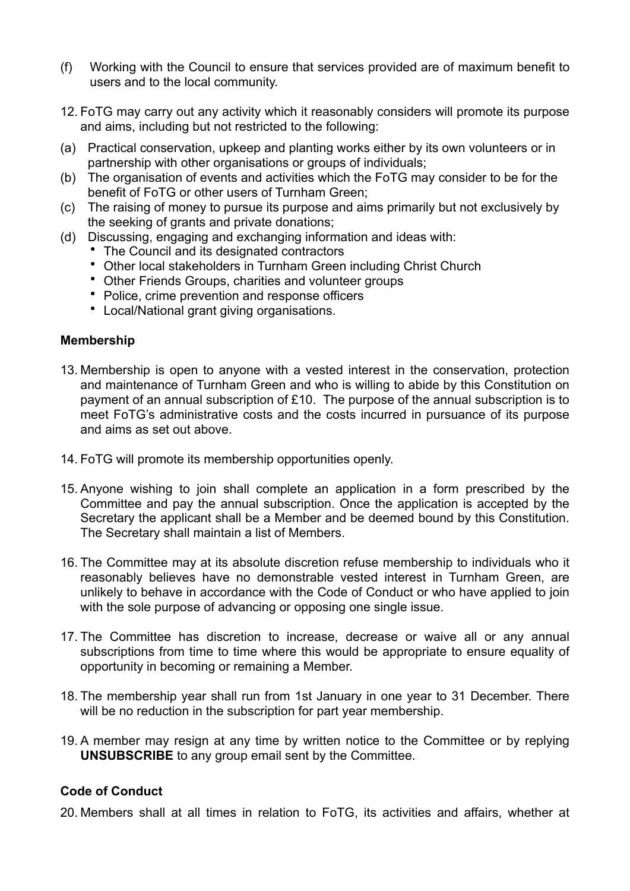(f) Working with the Council to ensure that services provided are of maximum benefit to users and to the local community.

12. FoTG may carry out any activity which it reasonably considers will promote its purpose and aims, including but not restricted to the following:

(a) Practical conservation, upkeep and planting works either by its own volunteers or in partnership with other organisations or groups of individuals;
(b) The organisation of events and activities which the FoTG may consider to be for the benefit of FoTG or other users of Turnham Green;
(c) The raising of money to pursue its purpose and aims primarily but not exclusively by the seeking of grants and private donations;
(d) Discussing, engaging and exchanging information and ideas with:
    - The Council and its designated contractors
    - Other local stakeholders in Turnham Green including Christ Church
    - Other Friends Groups, charities and volunteer groups
    - Police, crime prevention and response officers
    - Local/National grant giving organisations.

**Membership**

13. Membership is open to anyone with a vested interest in the conservation, protection and maintenance of Turnham Green and who is willing to abide by this Constitution on payment of an annual subscription of £10. The purpose of the annual subscription is to meet FoTG's administrative costs and the costs incurred in pursuance of its purpose and aims as set out above.

14. FoTG will promote its membership opportunities openly.

15. Anyone wishing to join shall complete an application in a form prescribed by the Committee and pay the annual subscription. Once the application is accepted by the Secretary the applicant shall be a Member and be deemed bound by this Constitution. The Secretary shall maintain a list of Members.

16. The Committee may at its absolute discretion refuse membership to individuals who it reasonably believes have no demonstrable vested interest in Turnham Green, are unlikely to behave in accordance with the Code of Conduct or who have applied to join with the sole purpose of advancing or opposing one single issue.

17. The Committee has discretion to increase, decrease or waive all or any annual subscriptions from time to time where this would be appropriate to ensure equality of opportunity in becoming or remaining a Member.

18. The membership year shall run from 1st January in one year to 31 December. There will be no reduction in the subscription for part year membership.

19. A member may resign at any time by written notice to the Committee or by replying **UNSUBSCRIBE** to any group email sent by the Committee.

**Code of Conduct**

20. Members shall at all times in relation to FoTG, its activities and affairs, whether at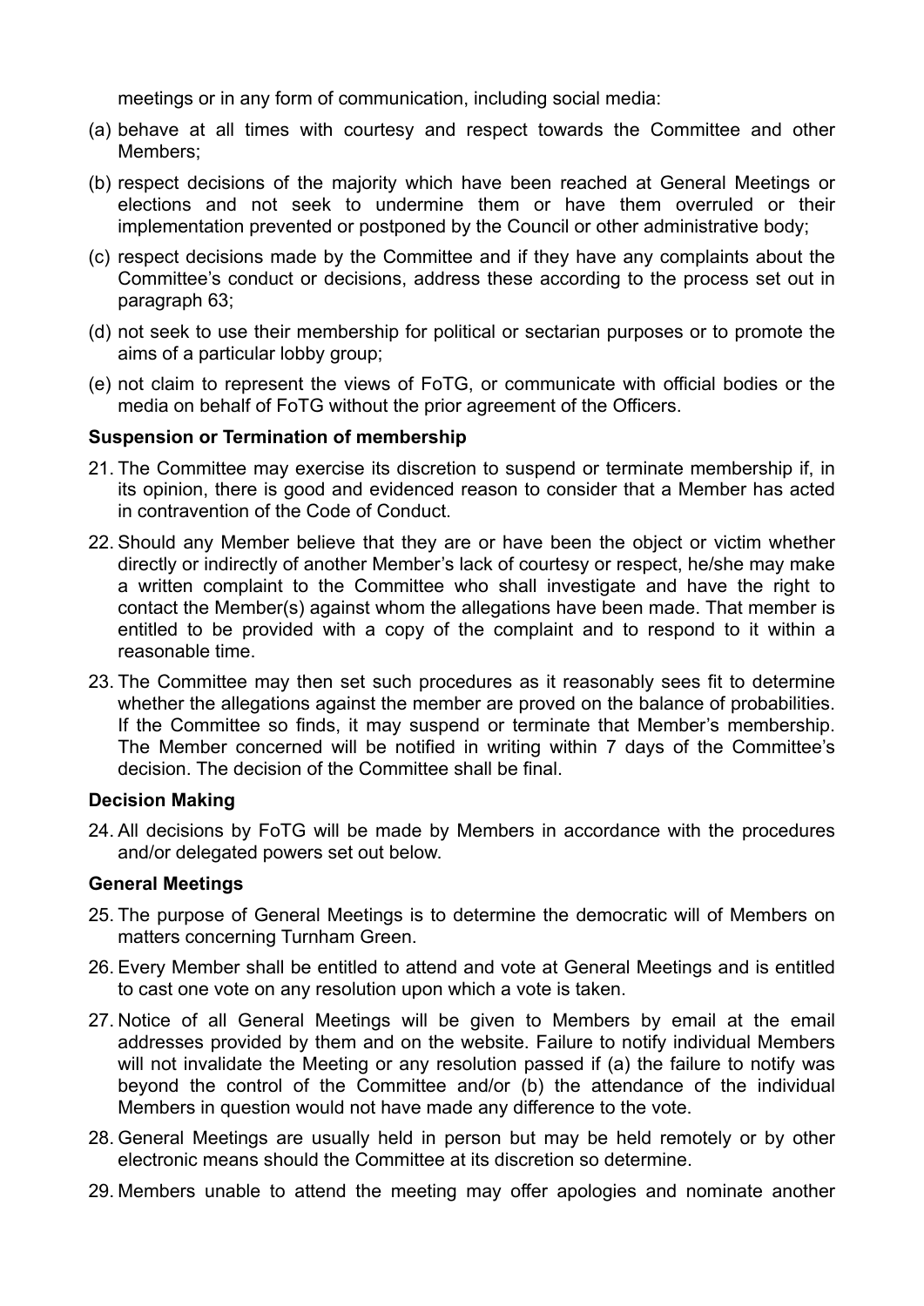meetings or in any form of communication, including social media:

(a) behave at all times with courtesy and respect towards the Committee and other Members;

(b) respect decisions of the majority which have been reached at General Meetings or elections and not seek to undermine them or have them overruled or their implementation prevented or postponed by the Council or other administrative body;

(c) respect decisions made by the Committee and if they have any complaints about the Committee's conduct or decisions, address these according to the process set out in paragraph 63;

(d) not seek to use their membership for political or sectarian purposes or to promote the aims of a particular lobby group;

(e) not claim to represent the views of FoTG, or communicate with official bodies or the media on behalf of FoTG without the prior agreement of the Officers.

**Suspension or Termination of membership**

21. The Committee may exercise its discretion to suspend or terminate membership if, in its opinion, there is good and evidenced reason to consider that a Member has acted in contravention of the Code of Conduct.

22. Should any Member believe that they are or have been the object or victim whether directly or indirectly of another Member's lack of courtesy or respect, he/she may make a written complaint to the Committee who shall investigate and have the right to contact the Member(s) against whom the allegations have been made. That member is entitled to be provided with a copy of the complaint and to respond to it within a reasonable time.

23. The Committee may then set such procedures as it reasonably sees fit to determine whether the allegations against the member are proved on the balance of probabilities. If the Committee so finds, it may suspend or terminate that Member's membership. The Member concerned will be notified in writing within 7 days of the Committee's decision. The decision of the Committee shall be final.

**Decision Making**

24. All decisions by FoTG will be made by Members in accordance with the procedures and/or delegated powers set out below.

**General Meetings**

25. The purpose of General Meetings is to determine the democratic will of Members on matters concerning Turnham Green.

26. Every Member shall be entitled to attend and vote at General Meetings and is entitled to cast one vote on any resolution upon which a vote is taken.

27. Notice of all General Meetings will be given to Members by email at the email addresses provided by them and on the website. Failure to notify individual Members will not invalidate the Meeting or any resolution passed if (a) the failure to notify was beyond the control of the Committee and/or (b) the attendance of the individual Members in question would not have made any difference to the vote.

28. General Meetings are usually held in person but may be held remotely or by other electronic means should the Committee at its discretion so determine.

29. Members unable to attend the meeting may offer apologies and nominate another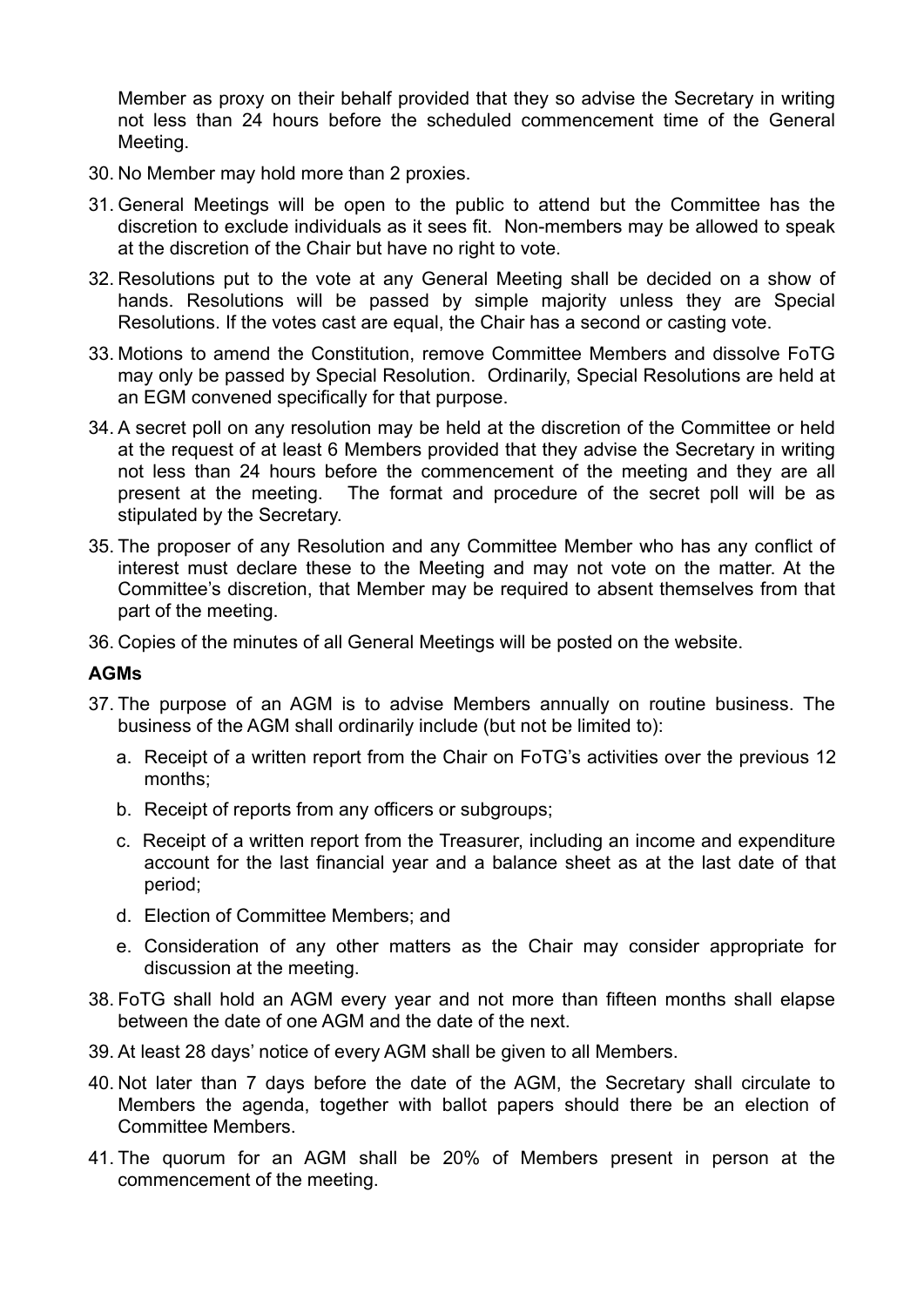Member as proxy on their behalf provided that they so advise the Secretary in writing not less than 24 hours before the scheduled commencement time of the General Meeting.

30. No Member may hold more than 2 proxies.

31. General Meetings will be open to the public to attend but the Committee has the discretion to exclude individuals as it sees fit. Non-members may be allowed to speak at the discretion of the Chair but have no right to vote.

32. Resolutions put to the vote at any General Meeting shall be decided on a show of hands. Resolutions will be passed by simple majority unless they are Special Resolutions. If the votes cast are equal, the Chair has a second or casting vote.

33. Motions to amend the Constitution, remove Committee Members and dissolve FoTG may only be passed by Special Resolution. Ordinarily, Special Resolutions are held at an EGM convened specifically for that purpose.

34. A secret poll on any resolution may be held at the discretion of the Committee or held at the request of at least 6 Members provided that they advise the Secretary in writing not less than 24 hours before the commencement of the meeting and they are all present at the meeting. The format and procedure of the secret poll will be as stipulated by the Secretary.

35. The proposer of any Resolution and any Committee Member who has any conflict of interest must declare these to the Meeting and may not vote on the matter. At the Committee's discretion, that Member may be required to absent themselves from that part of the meeting.

36. Copies of the minutes of all General Meetings will be posted on the website.

**AGMs**

37. The purpose of an AGM is to advise Members annually on routine business. The business of the AGM shall ordinarily include (but not be limited to):
    a. Receipt of a written report from the Chair on FoTG's activities over the previous 12 months;
    b. Receipt of reports from any officers or subgroups;
    c. Receipt of a written report from the Treasurer, including an income and expenditure account for the last financial year and a balance sheet as at the last date of that period;
    d. Election of Committee Members; and
    e. Consideration of any other matters as the Chair may consider appropriate for discussion at the meeting.

38. FoTG shall hold an AGM every year and not more than fifteen months shall elapse between the date of one AGM and the date of the next.

39. At least 28 days' notice of every AGM shall be given to all Members.

40. Not later than 7 days before the date of the AGM, the Secretary shall circulate to Members the agenda, together with ballot papers should there be an election of Committee Members.

41. The quorum for an AGM shall be 20% of Members present in person at the commencement of the meeting.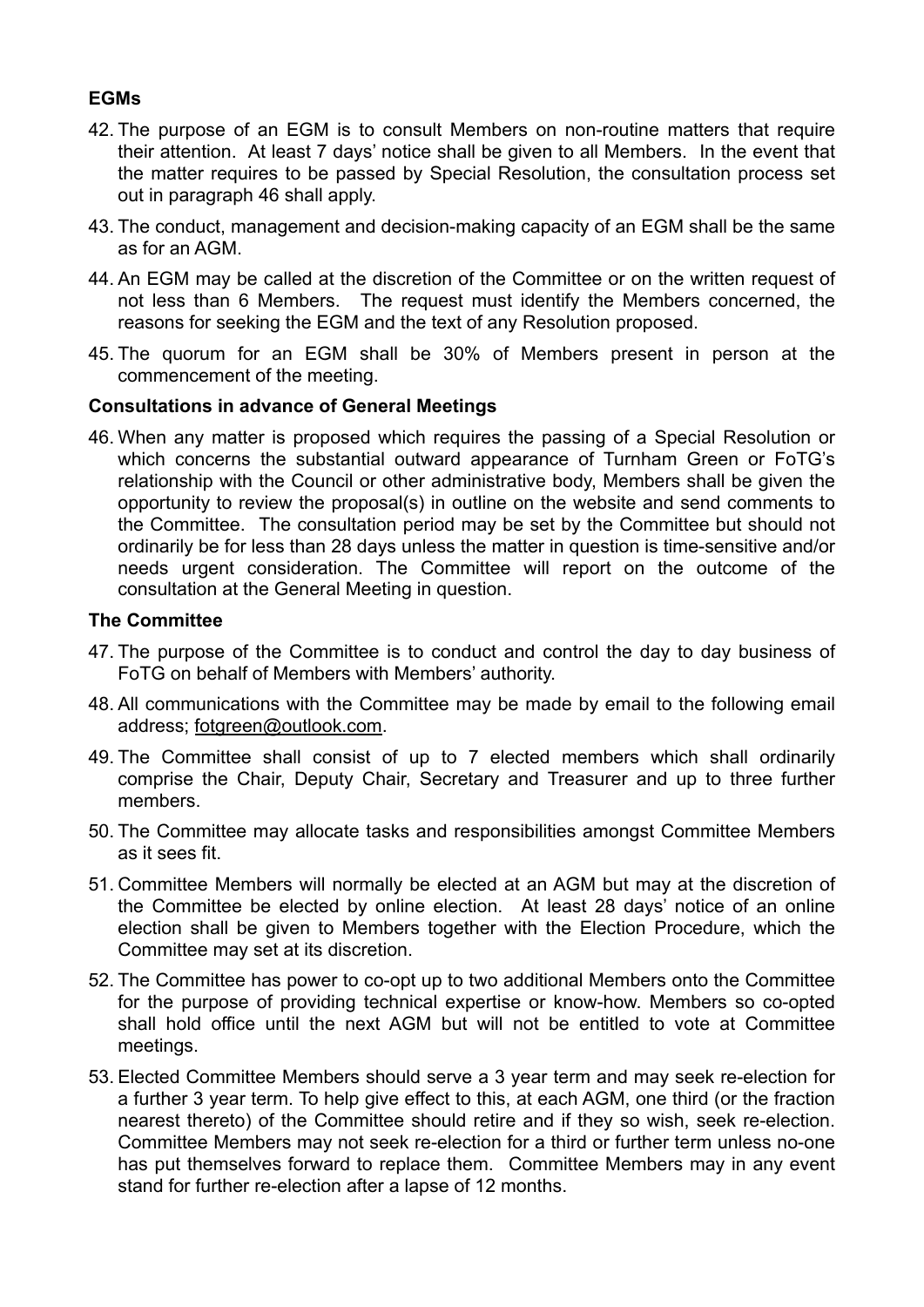**EGMs**

42. The purpose of an EGM is to consult Members on non-routine matters that require their attention. At least 7 days' notice shall be given to all Members. In the event that the matter requires to be passed by Special Resolution, the consultation process set out in paragraph 46 shall apply.
43. The conduct, management and decision-making capacity of an EGM shall be the same as for an AGM.
44. An EGM may be called at the discretion of the Committee or on the written request of not less than 6 Members. The request must identify the Members concerned, the reasons for seeking the EGM and the text of any Resolution proposed.
45. The quorum for an EGM shall be 30% of Members present in person at the commencement of the meeting.

**Consultations in advance of General Meetings**

46. When any matter is proposed which requires the passing of a Special Resolution or which concerns the substantial outward appearance of Turnham Green or FoTG's relationship with the Council or other administrative body, Members shall be given the opportunity to review the proposal(s) in outline on the website and send comments to the Committee. The consultation period may be set by the Committee but should not ordinarily be for less than 28 days unless the matter in question is time-sensitive and/or needs urgent consideration. The Committee will report on the outcome of the consultation at the General Meeting in question.

**The Committee**

47. The purpose of the Committee is to conduct and control the day to day business of FoTG on behalf of Members with Members' authority.
48. All communications with the Committee may be made by email to the following email address; fotgreen@outlook.com.
49. The Committee shall consist of up to 7 elected members which shall ordinarily comprise the Chair, Deputy Chair, Secretary and Treasurer and up to three further members.
50. The Committee may allocate tasks and responsibilities amongst Committee Members as it sees fit.
51. Committee Members will normally be elected at an AGM but may at the discretion of the Committee be elected by online election. At least 28 days' notice of an online election shall be given to Members together with the Election Procedure, which the Committee may set at its discretion.
52. The Committee has power to co-opt up to two additional Members onto the Committee for the purpose of providing technical expertise or know-how. Members so co-opted shall hold office until the next AGM but will not be entitled to vote at Committee meetings.
53. Elected Committee Members should serve a 3 year term and may seek re-election for a further 3 year term. To help give effect to this, at each AGM, one third (or the fraction nearest thereto) of the Committee should retire and if they so wish, seek re-election. Committee Members may not seek re-election for a third or further term unless no-one has put themselves forward to replace them. Committee Members may in any event stand for further re-election after a lapse of 12 months.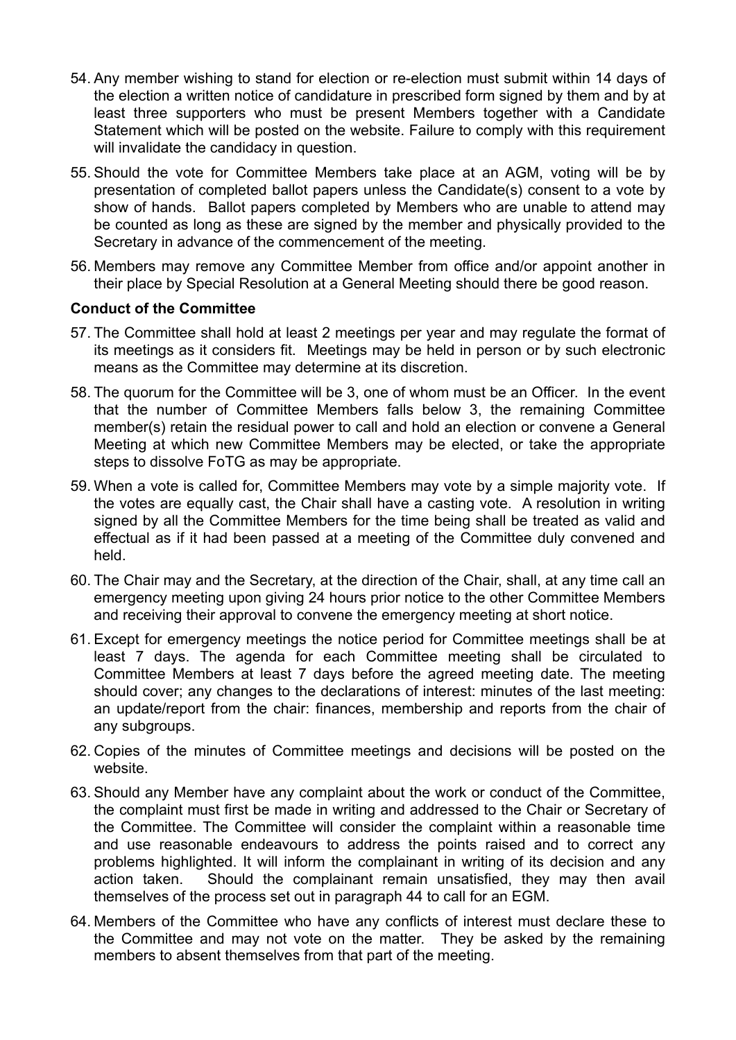54. Any member wishing to stand for election or re-election must submit within 14 days of the election a written notice of candidature in prescribed form signed by them and by at least three supporters who must be present Members together with a Candidate Statement which will be posted on the website. Failure to comply with this requirement will invalidate the candidacy in question.

55. Should the vote for Committee Members take place at an AGM, voting will be by presentation of completed ballot papers unless the Candidate(s) consent to a vote by show of hands. Ballot papers completed by Members who are unable to attend may be counted as long as these are signed by the member and physically provided to the Secretary in advance of the commencement of the meeting.

56. Members may remove any Committee Member from office and/or appoint another in their place by Special Resolution at a General Meeting should there be good reason.

**Conduct of the Committee**

57. The Committee shall hold at least 2 meetings per year and may regulate the format of its meetings as it considers fit. Meetings may be held in person or by such electronic means as the Committee may determine at its discretion.

58. The quorum for the Committee will be 3, one of whom must be an Officer. In the event that the number of Committee Members falls below 3, the remaining Committee member(s) retain the residual power to call and hold an election or convene a General Meeting at which new Committee Members may be elected, or take the appropriate steps to dissolve FoTG as may be appropriate.

59. When a vote is called for, Committee Members may vote by a simple majority vote. If the votes are equally cast, the Chair shall have a casting vote. A resolution in writing signed by all the Committee Members for the time being shall be treated as valid and effectual as if it had been passed at a meeting of the Committee duly convened and held.

60. The Chair may and the Secretary, at the direction of the Chair, shall, at any time call an emergency meeting upon giving 24 hours prior notice to the other Committee Members and receiving their approval to convene the emergency meeting at short notice.

61. Except for emergency meetings the notice period for Committee meetings shall be at least 7 days. The agenda for each Committee meeting shall be circulated to Committee Members at least 7 days before the agreed meeting date. The meeting should cover; any changes to the declarations of interest: minutes of the last meeting: an update/report from the chair: finances, membership and reports from the chair of any subgroups.

62. Copies of the minutes of Committee meetings and decisions will be posted on the website.

63. Should any Member have any complaint about the work or conduct of the Committee, the complaint must first be made in writing and addressed to the Chair or Secretary of the Committee. The Committee will consider the complaint within a reasonable time and use reasonable endeavours to address the points raised and to correct any problems highlighted. It will inform the complainant in writing of its decision and any action taken. Should the complainant remain unsatisfied, they may then avail themselves of the process set out in paragraph 44 to call for an EGM.

64. Members of the Committee who have any conflicts of interest must declare these to the Committee and may not vote on the matter. They be asked by the remaining members to absent themselves from that part of the meeting.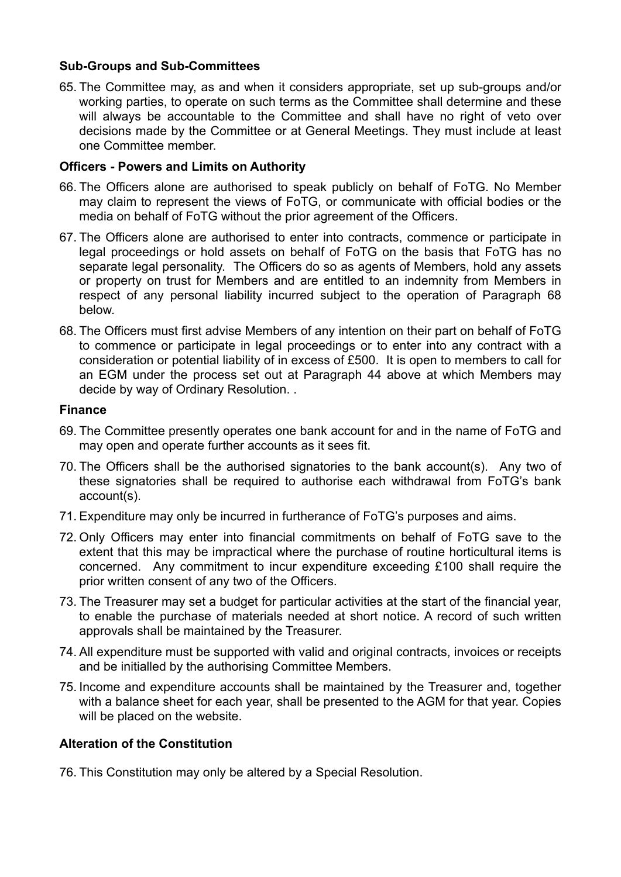**Sub-Groups and Sub-Committees**

65. The Committee may, as and when it considers appropriate, set up sub-groups and/or working parties, to operate on such terms as the Committee shall determine and these will always be accountable to the Committee and shall have no right of veto over decisions made by the Committee or at General Meetings. They must include at least one Committee member.

**Officers - Powers and Limits on Authority**

66. The Officers alone are authorised to speak publicly on behalf of FoTG. No Member may claim to represent the views of FoTG, or communicate with official bodies or the media on behalf of FoTG without the prior agreement of the Officers.

67. The Officers alone are authorised to enter into contracts, commence or participate in legal proceedings or hold assets on behalf of FoTG on the basis that FoTG has no separate legal personality. The Officers do so as agents of Members, hold any assets or property on trust for Members and are entitled to an indemnity from Members in respect of any personal liability incurred subject to the operation of Paragraph 68 below.

68. The Officers must first advise Members of any intention on their part on behalf of FoTG to commence or participate in legal proceedings or to enter into any contract with a consideration or potential liability of in excess of £500. It is open to members to call for an EGM under the process set out at Paragraph 44 above at which Members may decide by way of Ordinary Resolution. .

**Finance**

69. The Committee presently operates one bank account for and in the name of FoTG and may open and operate further accounts as it sees fit.

70. The Officers shall be the authorised signatories to the bank account(s). Any two of these signatories shall be required to authorise each withdrawal from FoTG's bank account(s).

71. Expenditure may only be incurred in furtherance of FoTG's purposes and aims.

72. Only Officers may enter into financial commitments on behalf of FoTG save to the extent that this may be impractical where the purchase of routine horticultural items is concerned. Any commitment to incur expenditure exceeding £100 shall require the prior written consent of any two of the Officers.

73. The Treasurer may set a budget for particular activities at the start of the financial year, to enable the purchase of materials needed at short notice. A record of such written approvals shall be maintained by the Treasurer.

74. All expenditure must be supported with valid and original contracts, invoices or receipts and be initialled by the authorising Committee Members.

75. Income and expenditure accounts shall be maintained by the Treasurer and, together with a balance sheet for each year, shall be presented to the AGM for that year. Copies will be placed on the website.

**Alteration of the Constitution**

76. This Constitution may only be altered by a Special Resolution.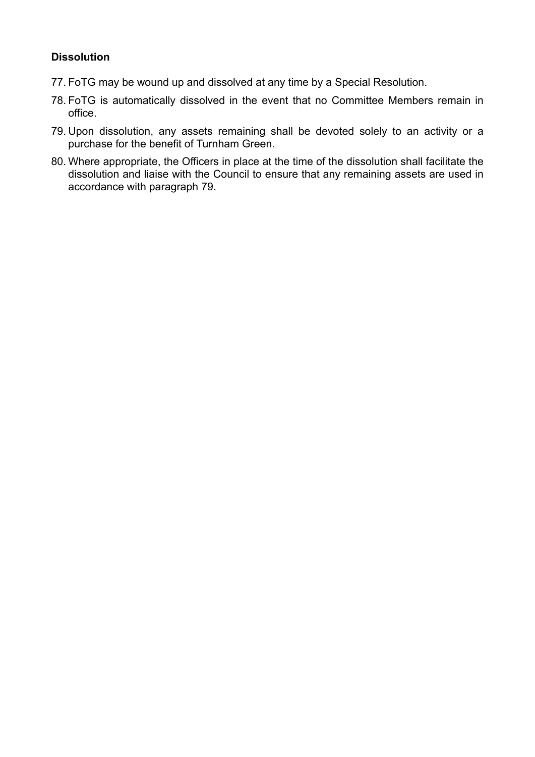**Dissolution**

77. FoTG may be wound up and dissolved at any time by a Special Resolution.
78. FoTG is automatically dissolved in the event that no Committee Members remain in office.
79. Upon dissolution, any assets remaining shall be devoted solely to an activity or a purchase for the benefit of Turnham Green.
80. Where appropriate, the Officers in place at the time of the dissolution shall facilitate the dissolution and liaise with the Council to ensure that any remaining assets are used in accordance with paragraph 79.